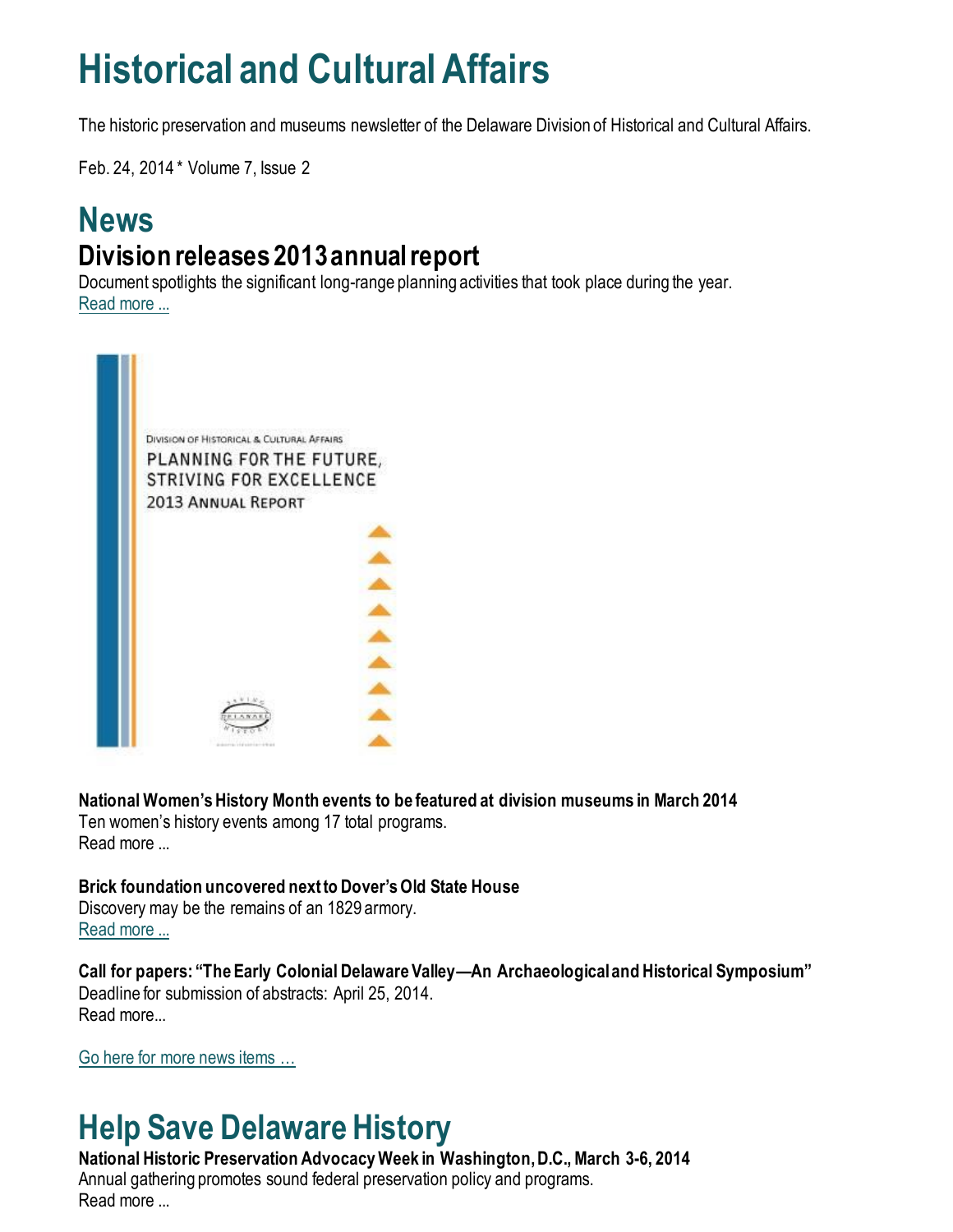# Historical and Cultural Affairs

The historic preservation and museums newsletter of the Delaware Division of Historical and Cultural Affairs.

Feb. 24, 2014 * Volume 7, Issue 2

# News

## Division releases 2013 annual report

Document spotlights the significant long-range planning activities that took place during the year.
Read more ...

Division of Historical & Cultural Affairs
PLANNING FOR THE FUTURE, STRIVING FOR EXCELLENCE
2013 Annual Report

**National Women's History Month events to be featured at division museums in March 2014**
Ten women's history events among 17 total programs.
Read more ...

**Brick foundation uncovered next to Dover's Old State House**
Discovery may be the remains of an 1829 armory.
Read more ...

**Call for papers: "The Early Colonial Delaware Valley—An Archaeological and Historical Symposium"**
Deadline for submission of abstracts: April 25, 2014.
Read more...

Go here for more news items …

# Help Save Delaware History

**National Historic Preservation Advocacy Week in Washington, D.C., March 3-6, 2014**
Annual gathering promotes sound federal preservation policy and programs.
Read more ...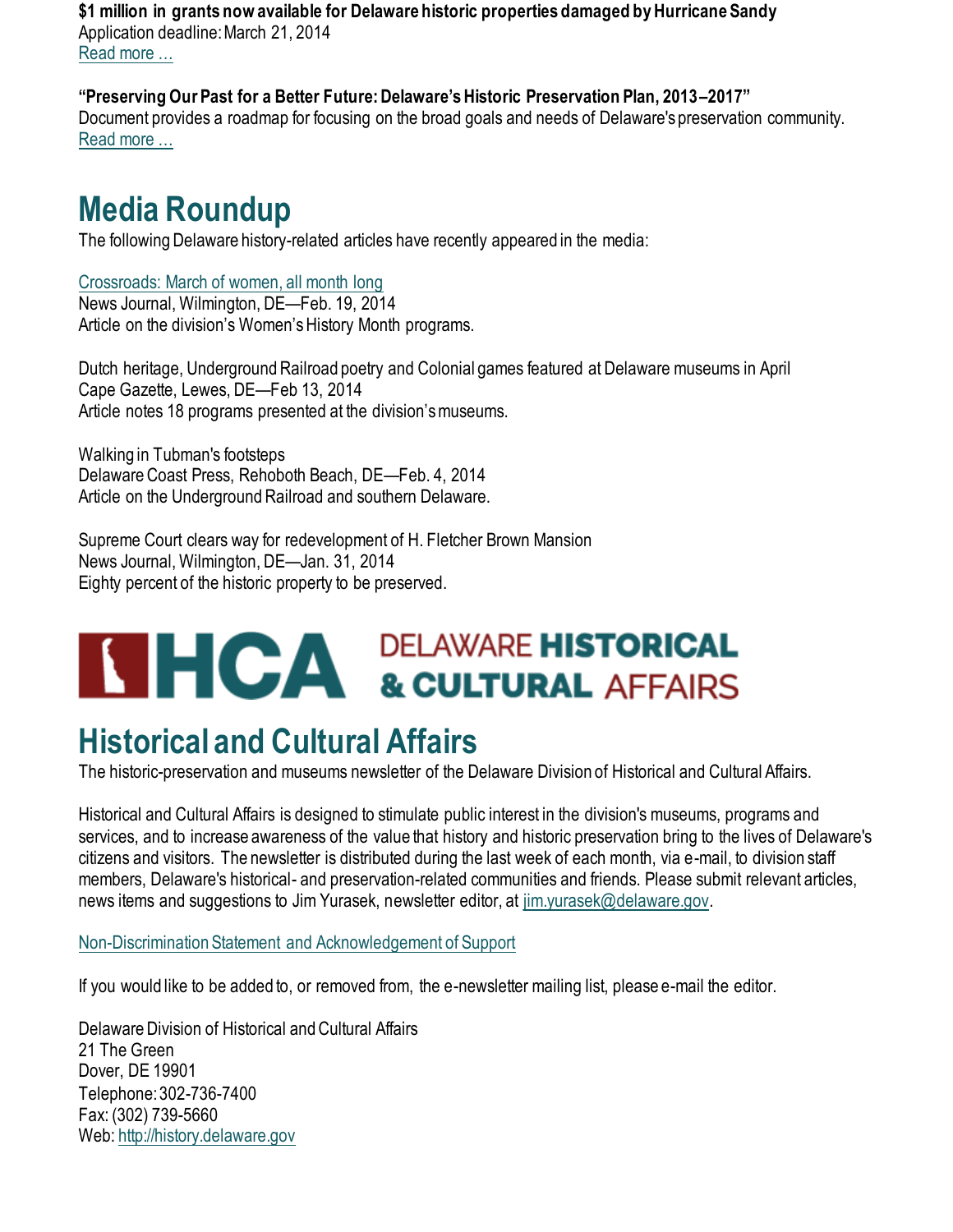**$1 million in grants now available for Delaware historic properties damaged by Hurricane Sandy**
Application deadline: March 21, 2014
Read more …

**"Preserving Our Past for a Better Future: Delaware's Historic Preservation Plan, 2013–2017"**
Document provides a roadmap for focusing on the broad goals and needs of Delaware's preservation community.
Read more …

# Media Roundup

The following Delaware history-related articles have recently appeared in the media:

Crossroads: March of women, all month long
News Journal, Wilmington, DE—Feb. 19, 2014
Article on the division's Women's History Month programs.

Dutch heritage, Underground Railroad poetry and Colonial games featured at Delaware museums in April
Cape Gazette, Lewes, DE—Feb 13, 2014
Article notes 18 programs presented at the division's museums.

Walking in Tubman's footsteps
Delaware Coast Press, Rehoboth Beach, DE—Feb. 4, 2014
Article on the Underground Railroad and southern Delaware.

Supreme Court clears way for redevelopment of H. Fletcher Brown Mansion
News Journal, Wilmington, DE—Jan. 31, 2014
Eighty percent of the historic property to be preserved.

HCA DELAWARE HISTORICAL & CULTURAL AFFAIRS

# Historical and Cultural Affairs

The historic-preservation and museums newsletter of the Delaware Division of Historical and Cultural Affairs.

Historical and Cultural Affairs is designed to stimulate public interest in the division's museums, programs and services, and to increase awareness of the value that history and historic preservation bring to the lives of Delaware's citizens and visitors. The newsletter is distributed during the last week of each month, via e-mail, to division staff members, Delaware's historical- and preservation-related communities and friends. Please submit relevant articles, news items and suggestions to Jim Yurasek, newsletter editor, at jim.yurasek@delaware.gov.

Non-Discrimination Statement and Acknowledgement of Support

If you would like to be added to, or removed from, the e-newsletter mailing list, please e-mail the editor.

Delaware Division of Historical and Cultural Affairs
21 The Green
Dover, DE 19901
Telephone: 302-736-7400
Fax: (302) 739-5660
Web: http://history.delaware.gov